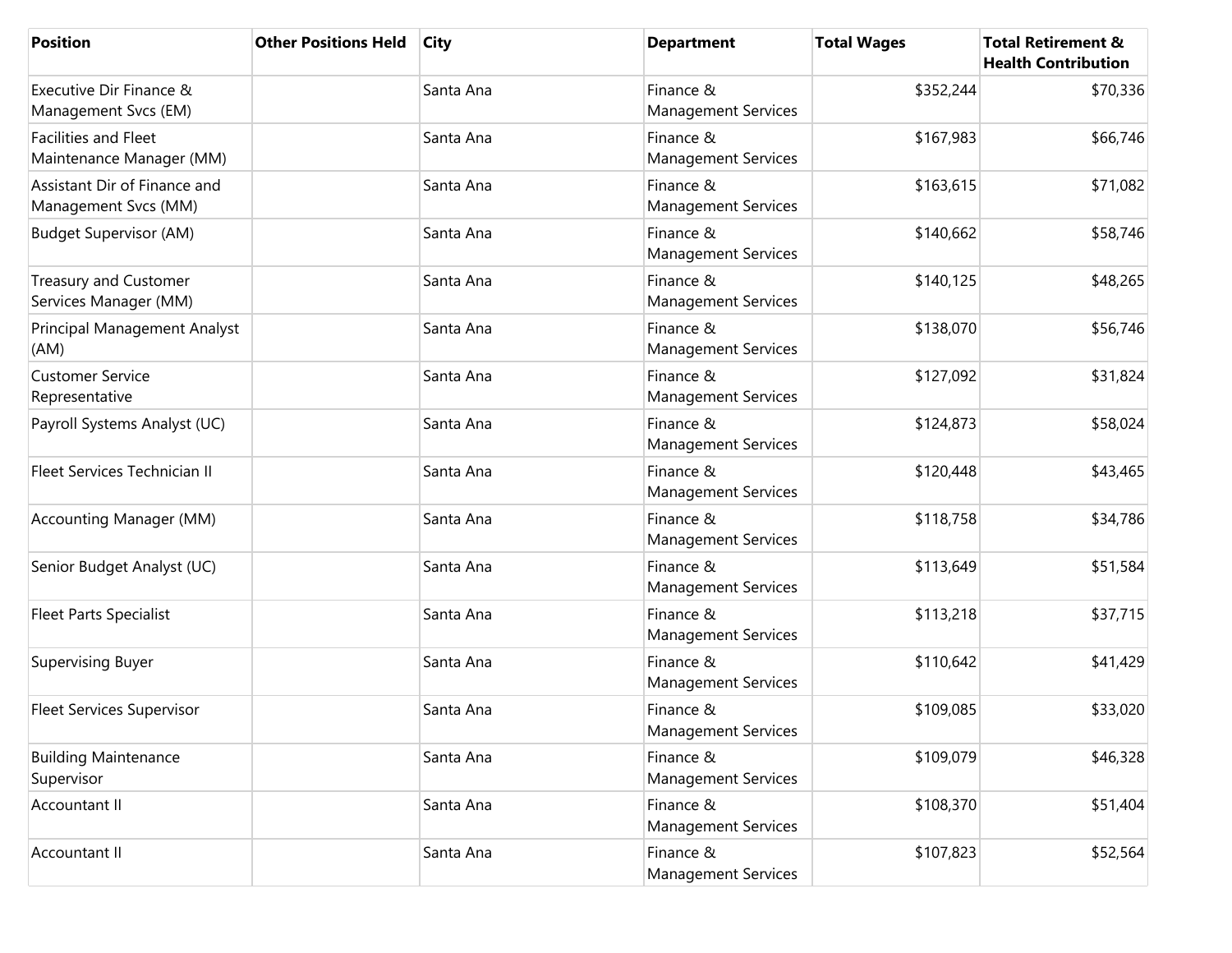| Position | Other Positions Held | City | Department | Total Wages | Total Retirement & Health Contribution |
| --- | --- | --- | --- | --- | --- |
| Executive Dir Finance & Management Svcs (EM) | | Santa Ana | Finance & Management Services | $352,244 | $70,336 |
| Facilities and Fleet Maintenance Manager (MM) | | Santa Ana | Finance & Management Services | $167,983 | $66,746 |
| Assistant Dir of Finance and Management Svcs (MM) | | Santa Ana | Finance & Management Services | $163,615 | $71,082 |
| Budget Supervisor (AM) | | Santa Ana | Finance & Management Services | $140,662 | $58,746 |
| Treasury and Customer Services Manager (MM) | | Santa Ana | Finance & Management Services | $140,125 | $48,265 |
| Principal Management Analyst (AM) | | Santa Ana | Finance & Management Services | $138,070 | $56,746 |
| Customer Service Representative | | Santa Ana | Finance & Management Services | $127,092 | $31,824 |
| Payroll Systems Analyst (UC) | | Santa Ana | Finance & Management Services | $124,873 | $58,024 |
| Fleet Services Technician II | | Santa Ana | Finance & Management Services | $120,448 | $43,465 |
| Accounting Manager (MM) | | Santa Ana | Finance & Management Services | $118,758 | $34,786 |
| Senior Budget Analyst (UC) | | Santa Ana | Finance & Management Services | $113,649 | $51,584 |
| Fleet Parts Specialist | | Santa Ana | Finance & Management Services | $113,218 | $37,715 |
| Supervising Buyer | | Santa Ana | Finance & Management Services | $110,642 | $41,429 |
| Fleet Services Supervisor | | Santa Ana | Finance & Management Services | $109,085 | $33,020 |
| Building Maintenance Supervisor | | Santa Ana | Finance & Management Services | $109,079 | $46,328 |
| Accountant II | | Santa Ana | Finance & Management Services | $108,370 | $51,404 |
| Accountant II | | Santa Ana | Finance & Management Services | $107,823 | $52,564 |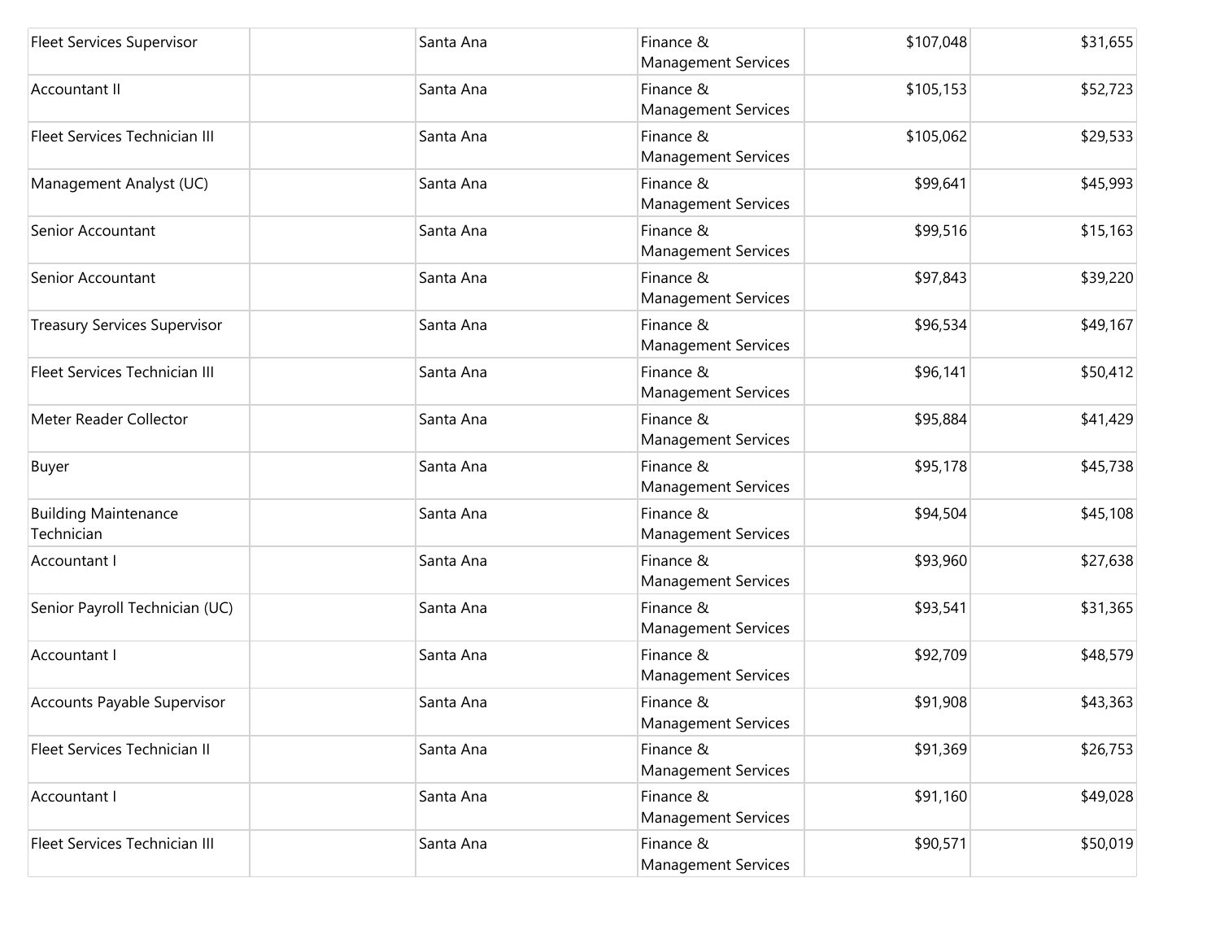| | | | | | |
|---|---|---|---|---|---|
| Fleet Services Supervisor | | Santa Ana | Finance & Management Services | $107,048 | $31,655 |
| Accountant II | | Santa Ana | Finance & Management Services | $105,153 | $52,723 |
| Fleet Services Technician III | | Santa Ana | Finance & Management Services | $105,062 | $29,533 |
| Management Analyst (UC) | | Santa Ana | Finance & Management Services | $99,641 | $45,993 |
| Senior Accountant | | Santa Ana | Finance & Management Services | $99,516 | $15,163 |
| Senior Accountant | | Santa Ana | Finance & Management Services | $97,843 | $39,220 |
| Treasury Services Supervisor | | Santa Ana | Finance & Management Services | $96,534 | $49,167 |
| Fleet Services Technician III | | Santa Ana | Finance & Management Services | $96,141 | $50,412 |
| Meter Reader Collector | | Santa Ana | Finance & Management Services | $95,884 | $41,429 |
| Buyer | | Santa Ana | Finance & Management Services | $95,178 | $45,738 |
| Building Maintenance Technician | | Santa Ana | Finance & Management Services | $94,504 | $45,108 |
| Accountant I | | Santa Ana | Finance & Management Services | $93,960 | $27,638 |
| Senior Payroll Technician (UC) | | Santa Ana | Finance & Management Services | $93,541 | $31,365 |
| Accountant I | | Santa Ana | Finance & Management Services | $92,709 | $48,579 |
| Accounts Payable Supervisor | | Santa Ana | Finance & Management Services | $91,908 | $43,363 |
| Fleet Services Technician II | | Santa Ana | Finance & Management Services | $91,369 | $26,753 |
| Accountant I | | Santa Ana | Finance & Management Services | $91,160 | $49,028 |
| Fleet Services Technician III | | Santa Ana | Finance & Management Services | $90,571 | $50,019 |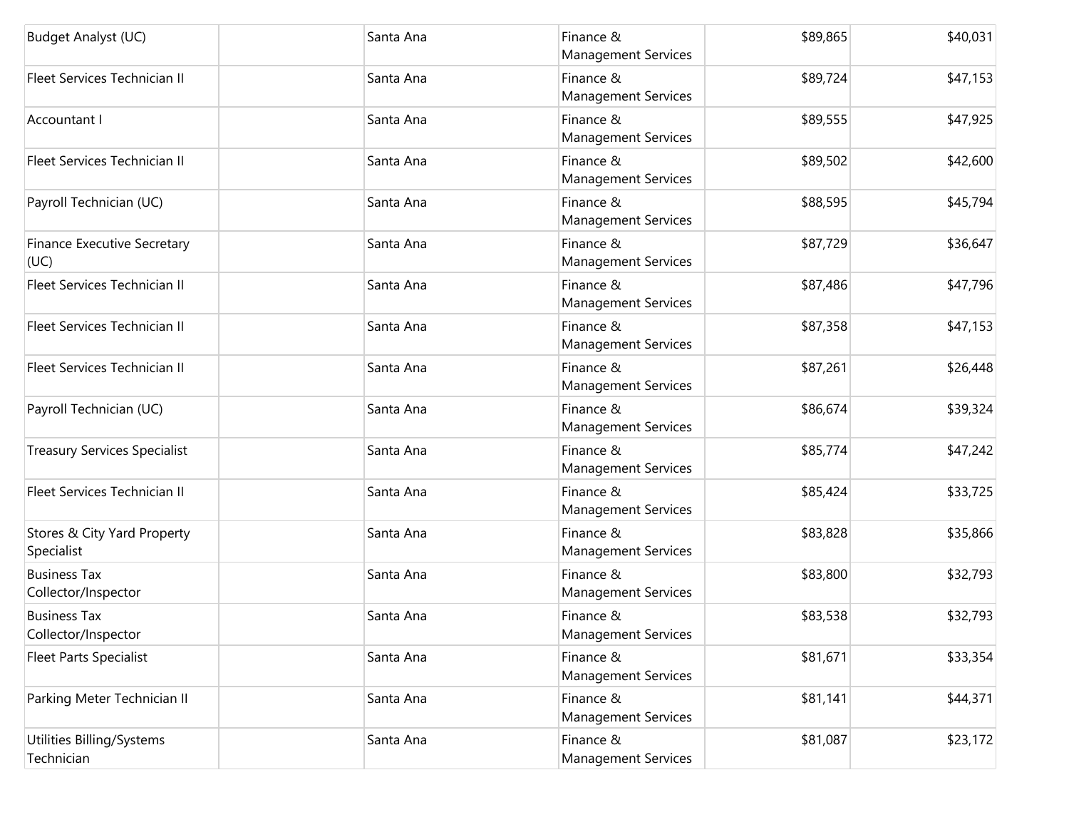| | | | | | |
|---|---|---|---|---|---|
| Budget Analyst (UC) | | Santa Ana | Finance & Management Services | $89,865 | $40,031 |
| Fleet Services Technician II | | Santa Ana | Finance & Management Services | $89,724 | $47,153 |
| Accountant I | | Santa Ana | Finance & Management Services | $89,555 | $47,925 |
| Fleet Services Technician II | | Santa Ana | Finance & Management Services | $89,502 | $42,600 |
| Payroll Technician (UC) | | Santa Ana | Finance & Management Services | $88,595 | $45,794 |
| Finance Executive Secretary (UC) | | Santa Ana | Finance & Management Services | $87,729 | $36,647 |
| Fleet Services Technician II | | Santa Ana | Finance & Management Services | $87,486 | $47,796 |
| Fleet Services Technician II | | Santa Ana | Finance & Management Services | $87,358 | $47,153 |
| Fleet Services Technician II | | Santa Ana | Finance & Management Services | $87,261 | $26,448 |
| Payroll Technician (UC) | | Santa Ana | Finance & Management Services | $86,674 | $39,324 |
| Treasury Services Specialist | | Santa Ana | Finance & Management Services | $85,774 | $47,242 |
| Fleet Services Technician II | | Santa Ana | Finance & Management Services | $85,424 | $33,725 |
| Stores & City Yard Property Specialist | | Santa Ana | Finance & Management Services | $83,828 | $35,866 |
| Business Tax Collector/Inspector | | Santa Ana | Finance & Management Services | $83,800 | $32,793 |
| Business Tax Collector/Inspector | | Santa Ana | Finance & Management Services | $83,538 | $32,793 |
| Fleet Parts Specialist | | Santa Ana | Finance & Management Services | $81,671 | $33,354 |
| Parking Meter Technician II | | Santa Ana | Finance & Management Services | $81,141 | $44,371 |
| Utilities Billing/Systems Technician | | Santa Ana | Finance & Management Services | $81,087 | $23,172 |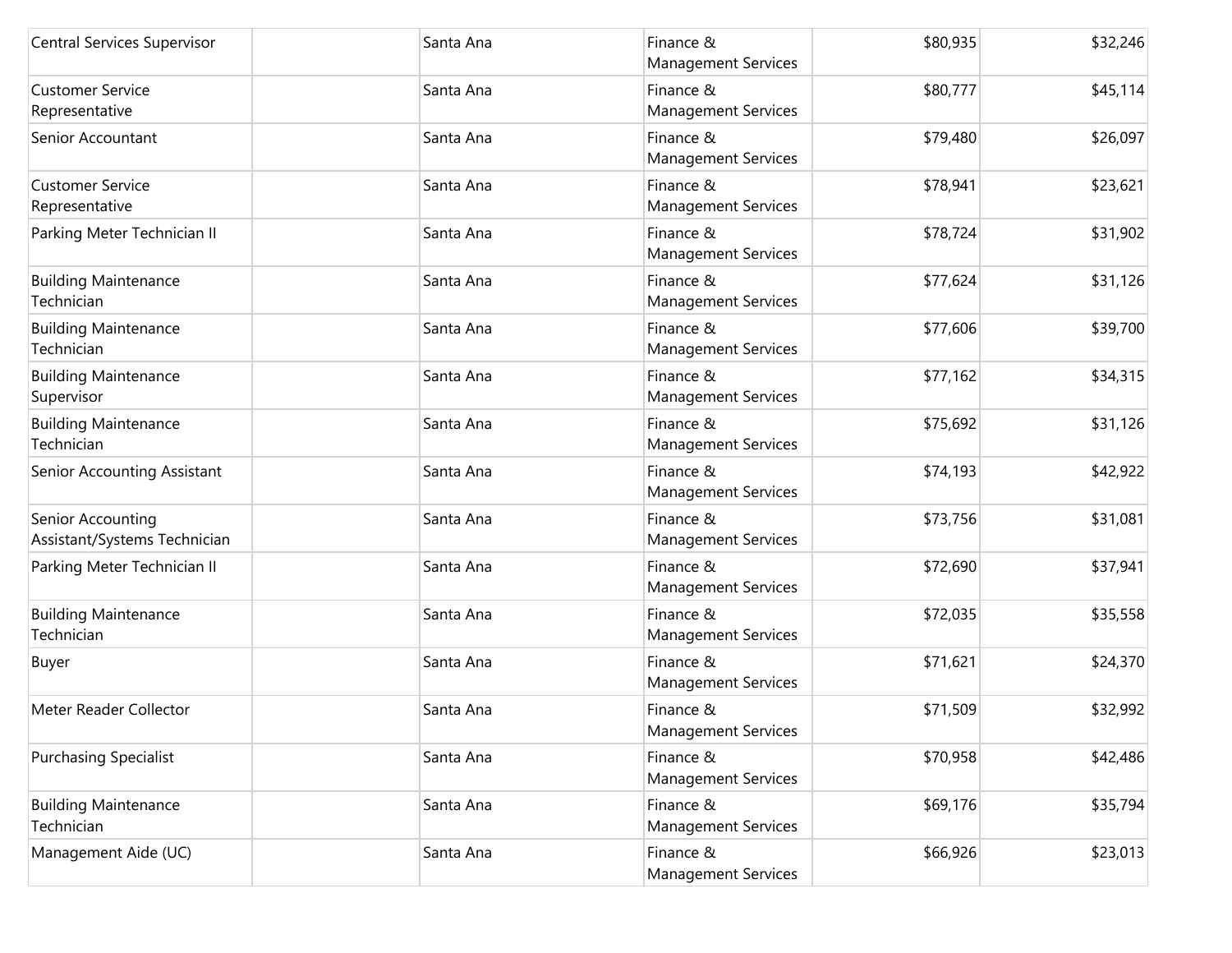| | | | | | |
|---|---|---|---|---|---|
| Central Services Supervisor | | Santa Ana | Finance & Management Services | $80,935 | $32,246 |
| Customer Service Representative | | Santa Ana | Finance & Management Services | $80,777 | $45,114 |
| Senior Accountant | | Santa Ana | Finance & Management Services | $79,480 | $26,097 |
| Customer Service Representative | | Santa Ana | Finance & Management Services | $78,941 | $23,621 |
| Parking Meter Technician II | | Santa Ana | Finance & Management Services | $78,724 | $31,902 |
| Building Maintenance Technician | | Santa Ana | Finance & Management Services | $77,624 | $31,126 |
| Building Maintenance Technician | | Santa Ana | Finance & Management Services | $77,606 | $39,700 |
| Building Maintenance Supervisor | | Santa Ana | Finance & Management Services | $77,162 | $34,315 |
| Building Maintenance Technician | | Santa Ana | Finance & Management Services | $75,692 | $31,126 |
| Senior Accounting Assistant | | Santa Ana | Finance & Management Services | $74,193 | $42,922 |
| Senior Accounting Assistant/Systems Technician | | Santa Ana | Finance & Management Services | $73,756 | $31,081 |
| Parking Meter Technician II | | Santa Ana | Finance & Management Services | $72,690 | $37,941 |
| Building Maintenance Technician | | Santa Ana | Finance & Management Services | $72,035 | $35,558 |
| Buyer | | Santa Ana | Finance & Management Services | $71,621 | $24,370 |
| Meter Reader Collector | | Santa Ana | Finance & Management Services | $71,509 | $32,992 |
| Purchasing Specialist | | Santa Ana | Finance & Management Services | $70,958 | $42,486 |
| Building Maintenance Technician | | Santa Ana | Finance & Management Services | $69,176 | $35,794 |
| Management Aide (UC) | | Santa Ana | Finance & Management Services | $66,926 | $23,013 |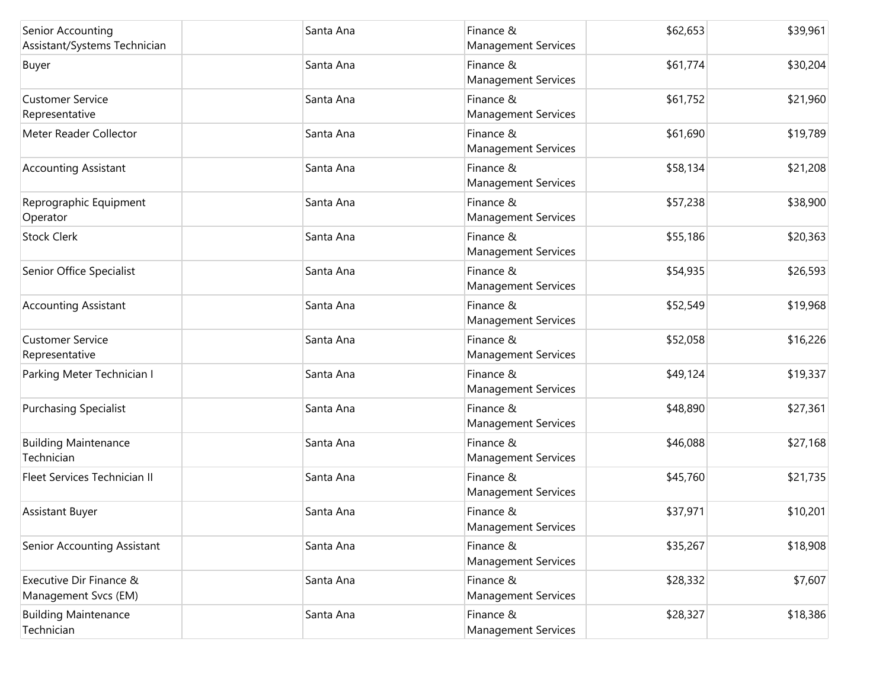| | | | | | |
|---|---|---|---|---|---|
| Senior Accounting Assistant/Systems Technician | | Santa Ana | Finance & Management Services | $62,653 | $39,961 |
| Buyer | | Santa Ana | Finance & Management Services | $61,774 | $30,204 |
| Customer Service Representative | | Santa Ana | Finance & Management Services | $61,752 | $21,960 |
| Meter Reader Collector | | Santa Ana | Finance & Management Services | $61,690 | $19,789 |
| Accounting Assistant | | Santa Ana | Finance & Management Services | $58,134 | $21,208 |
| Reprographic Equipment Operator | | Santa Ana | Finance & Management Services | $57,238 | $38,900 |
| Stock Clerk | | Santa Ana | Finance & Management Services | $55,186 | $20,363 |
| Senior Office Specialist | | Santa Ana | Finance & Management Services | $54,935 | $26,593 |
| Accounting Assistant | | Santa Ana | Finance & Management Services | $52,549 | $19,968 |
| Customer Service Representative | | Santa Ana | Finance & Management Services | $52,058 | $16,226 |
| Parking Meter Technician I | | Santa Ana | Finance & Management Services | $49,124 | $19,337 |
| Purchasing Specialist | | Santa Ana | Finance & Management Services | $48,890 | $27,361 |
| Building Maintenance Technician | | Santa Ana | Finance & Management Services | $46,088 | $27,168 |
| Fleet Services Technician II | | Santa Ana | Finance & Management Services | $45,760 | $21,735 |
| Assistant Buyer | | Santa Ana | Finance & Management Services | $37,971 | $10,201 |
| Senior Accounting Assistant | | Santa Ana | Finance & Management Services | $35,267 | $18,908 |
| Executive Dir Finance & Management Svcs (EM) | | Santa Ana | Finance & Management Services | $28,332 | $7,607 |
| Building Maintenance Technician | | Santa Ana | Finance & Management Services | $28,327 | $18,386 |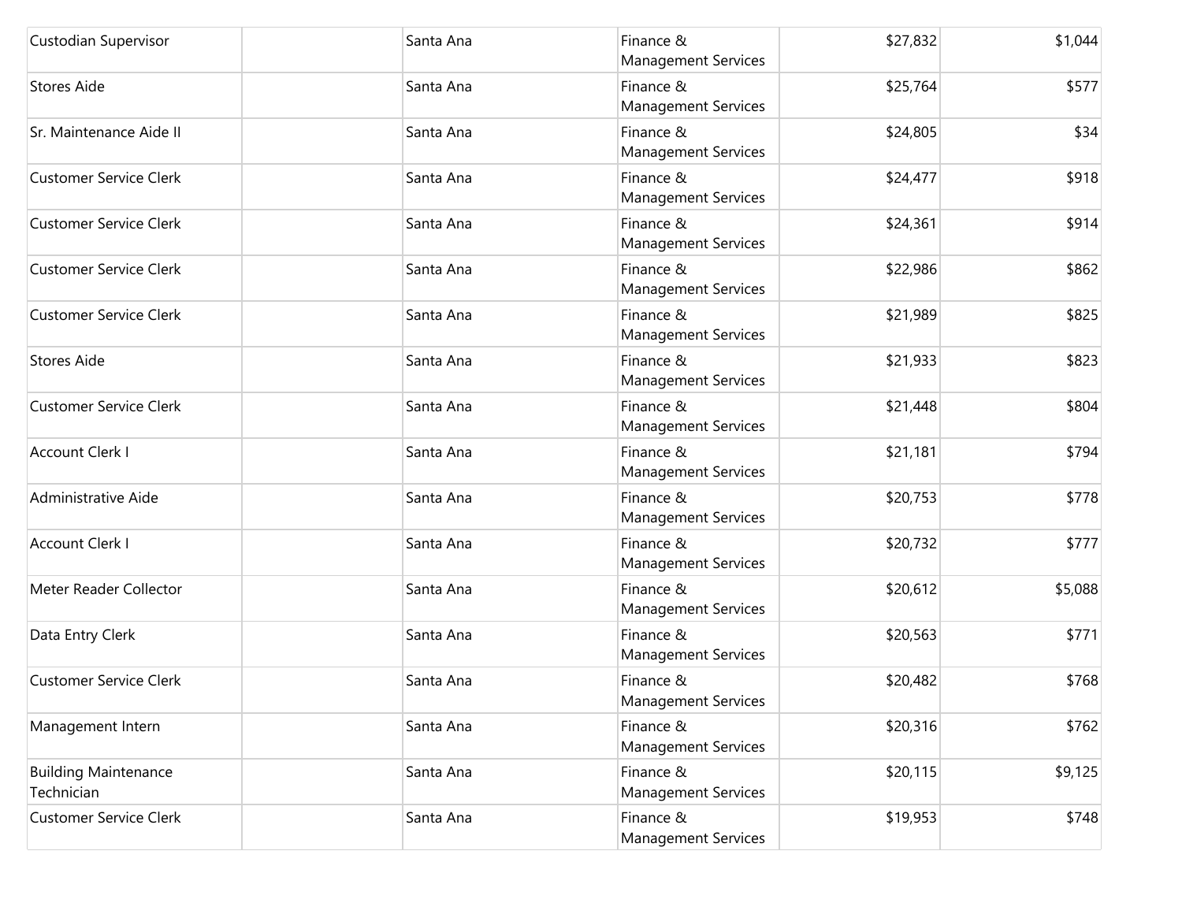| | | | | | |
|---|---|---|---|---|---|
| Custodian Supervisor | | Santa Ana | Finance & Management Services | $27,832 | $1,044 |
| Stores Aide | | Santa Ana | Finance & Management Services | $25,764 | $577 |
| Sr. Maintenance Aide II | | Santa Ana | Finance & Management Services | $24,805 | $34 |
| Customer Service Clerk | | Santa Ana | Finance & Management Services | $24,477 | $918 |
| Customer Service Clerk | | Santa Ana | Finance & Management Services | $24,361 | $914 |
| Customer Service Clerk | | Santa Ana | Finance & Management Services | $22,986 | $862 |
| Customer Service Clerk | | Santa Ana | Finance & Management Services | $21,989 | $825 |
| Stores Aide | | Santa Ana | Finance & Management Services | $21,933 | $823 |
| Customer Service Clerk | | Santa Ana | Finance & Management Services | $21,448 | $804 |
| Account Clerk I | | Santa Ana | Finance & Management Services | $21,181 | $794 |
| Administrative Aide | | Santa Ana | Finance & Management Services | $20,753 | $778 |
| Account Clerk I | | Santa Ana | Finance & Management Services | $20,732 | $777 |
| Meter Reader Collector | | Santa Ana | Finance & Management Services | $20,612 | $5,088 |
| Data Entry Clerk | | Santa Ana | Finance & Management Services | $20,563 | $771 |
| Customer Service Clerk | | Santa Ana | Finance & Management Services | $20,482 | $768 |
| Management Intern | | Santa Ana | Finance & Management Services | $20,316 | $762 |
| Building Maintenance Technician | | Santa Ana | Finance & Management Services | $20,115 | $9,125 |
| Customer Service Clerk | | Santa Ana | Finance & Management Services | $19,953 | $748 |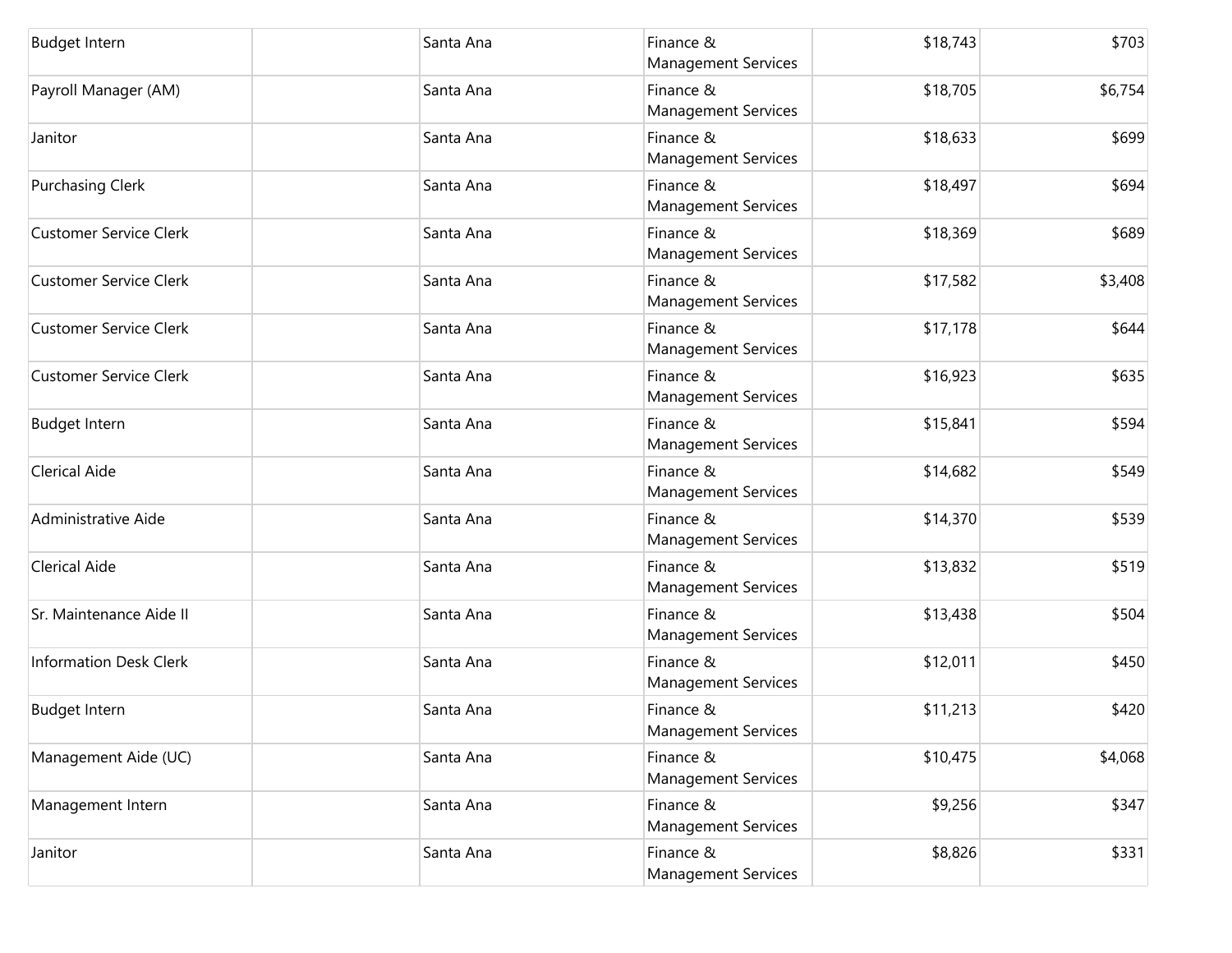| | | | | | |
|---|---|---|---|---|---|
| Budget Intern | | Santa Ana | Finance & Management Services | $18,743 | $703 |
| Payroll Manager (AM) | | Santa Ana | Finance & Management Services | $18,705 | $6,754 |
| Janitor | | Santa Ana | Finance & Management Services | $18,633 | $699 |
| Purchasing Clerk | | Santa Ana | Finance & Management Services | $18,497 | $694 |
| Customer Service Clerk | | Santa Ana | Finance & Management Services | $18,369 | $689 |
| Customer Service Clerk | | Santa Ana | Finance & Management Services | $17,582 | $3,408 |
| Customer Service Clerk | | Santa Ana | Finance & Management Services | $17,178 | $644 |
| Customer Service Clerk | | Santa Ana | Finance & Management Services | $16,923 | $635 |
| Budget Intern | | Santa Ana | Finance & Management Services | $15,841 | $594 |
| Clerical Aide | | Santa Ana | Finance & Management Services | $14,682 | $549 |
| Administrative Aide | | Santa Ana | Finance & Management Services | $14,370 | $539 |
| Clerical Aide | | Santa Ana | Finance & Management Services | $13,832 | $519 |
| Sr. Maintenance Aide II | | Santa Ana | Finance & Management Services | $13,438 | $504 |
| Information Desk Clerk | | Santa Ana | Finance & Management Services | $12,011 | $450 |
| Budget Intern | | Santa Ana | Finance & Management Services | $11,213 | $420 |
| Management Aide (UC) | | Santa Ana | Finance & Management Services | $10,475 | $4,068 |
| Management Intern | | Santa Ana | Finance & Management Services | $9,256 | $347 |
| Janitor | | Santa Ana | Finance & Management Services | $8,826 | $331 |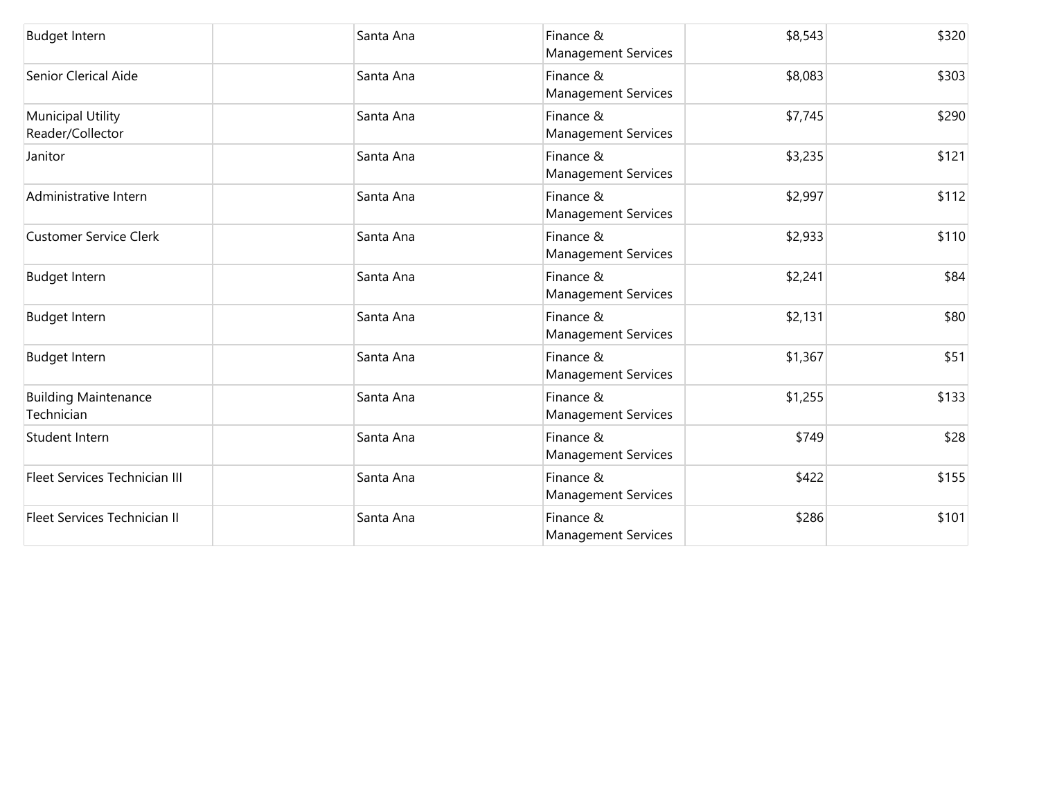| | | | | | |
|---|---|---|---|---|---|
| Budget Intern | | Santa Ana | Finance & Management Services | $8,543 | $320 |
| Senior Clerical Aide | | Santa Ana | Finance & Management Services | $8,083 | $303 |
| Municipal Utility Reader/Collector | | Santa Ana | Finance & Management Services | $7,745 | $290 |
| Janitor | | Santa Ana | Finance & Management Services | $3,235 | $121 |
| Administrative Intern | | Santa Ana | Finance & Management Services | $2,997 | $112 |
| Customer Service Clerk | | Santa Ana | Finance & Management Services | $2,933 | $110 |
| Budget Intern | | Santa Ana | Finance & Management Services | $2,241 | $84 |
| Budget Intern | | Santa Ana | Finance & Management Services | $2,131 | $80 |
| Budget Intern | | Santa Ana | Finance & Management Services | $1,367 | $51 |
| Building Maintenance Technician | | Santa Ana | Finance & Management Services | $1,255 | $133 |
| Student Intern | | Santa Ana | Finance & Management Services | $749 | $28 |
| Fleet Services Technician III | | Santa Ana | Finance & Management Services | $422 | $155 |
| Fleet Services Technician II | | Santa Ana | Finance & Management Services | $286 | $101 |